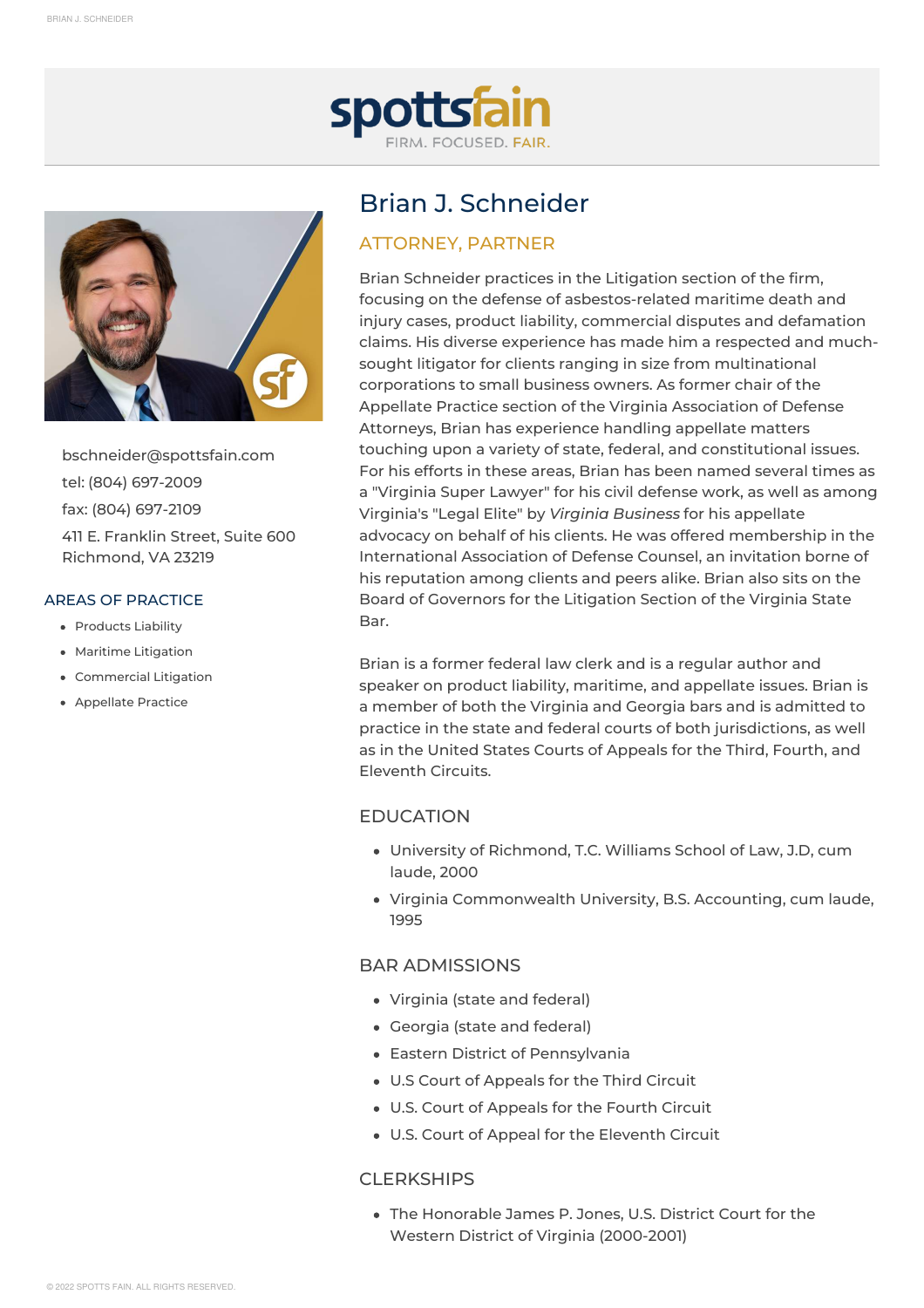spottsfain

FIRM. FOCUSED. FAIR.

# Brian J. Schneider

## ATTORNEY, PARTNER

bschneider@spottsfain.com

tel: (804) 697-2009

fax: (804) 697-2109

411 E. Franklin Street, Suite 600
Richmond, VA 23219

### AREAS OF PRACTICE

- Products Liability
- Maritime Litigation
- Commercial Litigation
- Appellate Practice

Brian Schneider practices in the Litigation section of the firm, focusing on the defense of asbestos-related maritime death and injury cases, product liability, commercial disputes and defamation claims. His diverse experience has made him a respected and much-sought litigator for clients ranging in size from multinational corporations to small business owners. As former chair of the Appellate Practice section of the Virginia Association of Defense Attorneys, Brian has experience handling appellate matters touching upon a variety of state, federal, and constitutional issues. For his efforts in these areas, Brian has been named several times as a "Virginia Super Lawyer" for his civil defense work, as well as among Virginia's "Legal Elite" by *Virginia Business* for his appellate advocacy on behalf of his clients. He was offered membership in the International Association of Defense Counsel, an invitation borne of his reputation among clients and peers alike. Brian also sits on the Board of Governors for the Litigation Section of the Virginia State Bar.

Brian is a former federal law clerk and is a regular author and speaker on product liability, maritime, and appellate issues. Brian is a member of both the Virginia and Georgia bars and is admitted to practice in the state and federal courts of both jurisdictions, as well as in the United States Courts of Appeals for the Third, Fourth, and Eleventh Circuits.

### EDUCATION

- University of Richmond, T.C. Williams School of Law, J.D, cum laude, 2000
- Virginia Commonwealth University, B.S. Accounting, cum laude, 1995

### BAR ADMISSIONS

- Virginia (state and federal)
- Georgia (state and federal)
- Eastern District of Pennsylvania
- U.S Court of Appeals for the Third Circuit
- U.S. Court of Appeals for the Fourth Circuit
- U.S. Court of Appeal for the Eleventh Circuit

### CLERKSHIPS

- The Honorable James P. Jones, U.S. District Court for the Western District of Virginia (2000-2001)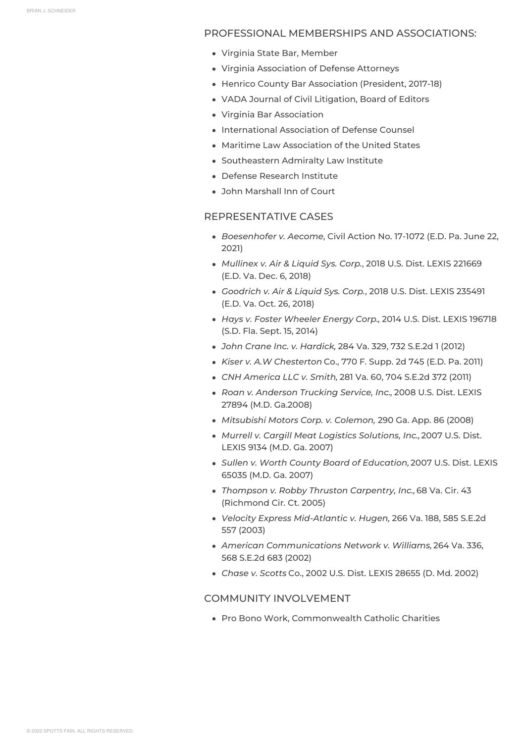## PROFESSIONAL MEMBERSHIPS AND ASSOCIATIONS:

- Virginia State Bar, Member
- Virginia Association of Defense Attorneys
- Henrico County Bar Association (President, 2017-18)
- VADA Journal of Civil Litigation, Board of Editors
- Virginia Bar Association
- International Association of Defense Counsel
- Maritime Law Association of the United States
- Southeastern Admiralty Law Institute
- Defense Research Institute
- John Marshall Inn of Court

## REPRESENTATIVE CASES

- *Boesenhofer v. Aecome*, Civil Action No. 17-1072 (E.D. Pa. June 22, 2021)
- *Mullinex v. Air & Liquid Sys. Corp.*, 2018 U.S. Dist. LEXIS 221669 (E.D. Va. Dec. 6, 2018)
- *Goodrich v. Air & Liquid Sys. Corp.*, 2018 U.S. Dist. LEXIS 235491 (E.D. Va. Oct. 26, 2018)
- *Hays v. Foster Wheeler Energy Corp.*, 2014 U.S. Dist. LEXIS 196718 (S.D. Fla. Sept. 15, 2014)
- *John Crane Inc. v. Hardick,* 284 Va. 329, 732 S.E.2d 1 (2012)
- *Kiser v. A.W Chesterton* Co., 770 F. Supp. 2d 745 (E.D. Pa. 2011)
- *CNH America LLC v. Smith,* 281 Va. 60, 704 S.E.2d 372 (2011)
- *Roan v. Anderson Trucking Service, Inc.,* 2008 U.S. Dist. LEXIS 27894 (M.D. Ga.2008)
- *Mitsubishi Motors Corp. v. Colemon,* 290 Ga. App. 86 (2008)
- *Murrell v. Cargill Meat Logistics Solutions, Inc.,* 2007 U.S. Dist. LEXIS 9134 (M.D. Ga. 2007)
- *Sullen v. Worth County Board of Education,* 2007 U.S. Dist. LEXIS 65035 (M.D. Ga. 2007)
- *Thompson v. Robby Thruston Carpentry, Inc.,* 68 Va. Cir. 43 (Richmond Cir. Ct. 2005)
- *Velocity Express Mid-Atlantic v. Hugen,* 266 Va. 188, 585 S.E.2d 557 (2003)
- *American Communications Network v. Williams,* 264 Va. 336, 568 S.E.2d 683 (2002)
- *Chase v. Scotts* Co., 2002 U.S. Dist. LEXIS 28655 (D. Md. 2002)

## COMMUNITY INVOLVEMENT

- Pro Bono Work, Commonwealth Catholic Charities